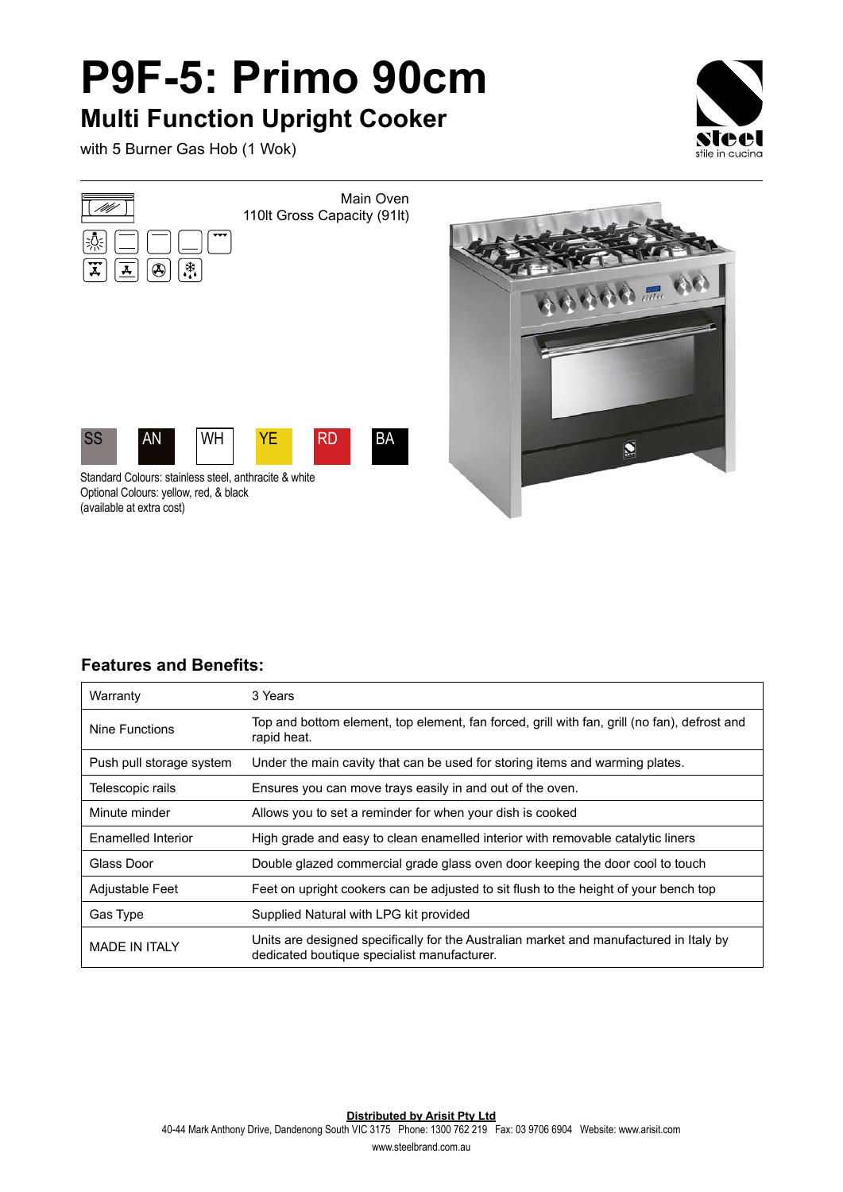# P9F-5: Primo 90cm

## Multi Function Upright Cooker

with 5 Burner Gas Hob (1 Wok)

Main Oven
110lt Gross Capacity (91lt)

SS AN WH YE RD BA

Standard Colours: stainless steel, anthracite & white
Optional Colours: yellow, red, & black
(available at extra cost)

### Features and Benefits:

| | |
|---|---|
| Warranty | 3 Years |
| Nine Functions | Top and bottom element, top element, fan forced, grill with fan, grill (no fan), defrost and rapid heat. |
| Push pull storage system | Under the main cavity that can be used for storing items and warming plates. |
| Telescopic rails | Ensures you can move trays easily in and out of the oven. |
| Minute minder | Allows you to set a reminder for when your dish is cooked |
| Enamelled Interior | High grade and easy to clean enamelled interior with removable catalytic liners |
| Glass Door | Double glazed commercial grade glass oven door keeping the door cool to touch |
| Adjustable Feet | Feet on upright cookers can be adjusted to sit flush to the height of your bench top |
| Gas Type | Supplied Natural with LPG kit provided |
| MADE IN ITALY | Units are designed specifically for the Australian market and manufactured in Italy by dedicated boutique specialist manufacturer. |

**Distributed by Arisit Pty Ltd**
40-44 Mark Anthony Drive, Dandenong South VIC 3175 Phone: 1300 762 219 Fax: 03 9706 6904 Website: www.arisit.com
www.steelbrand.com.au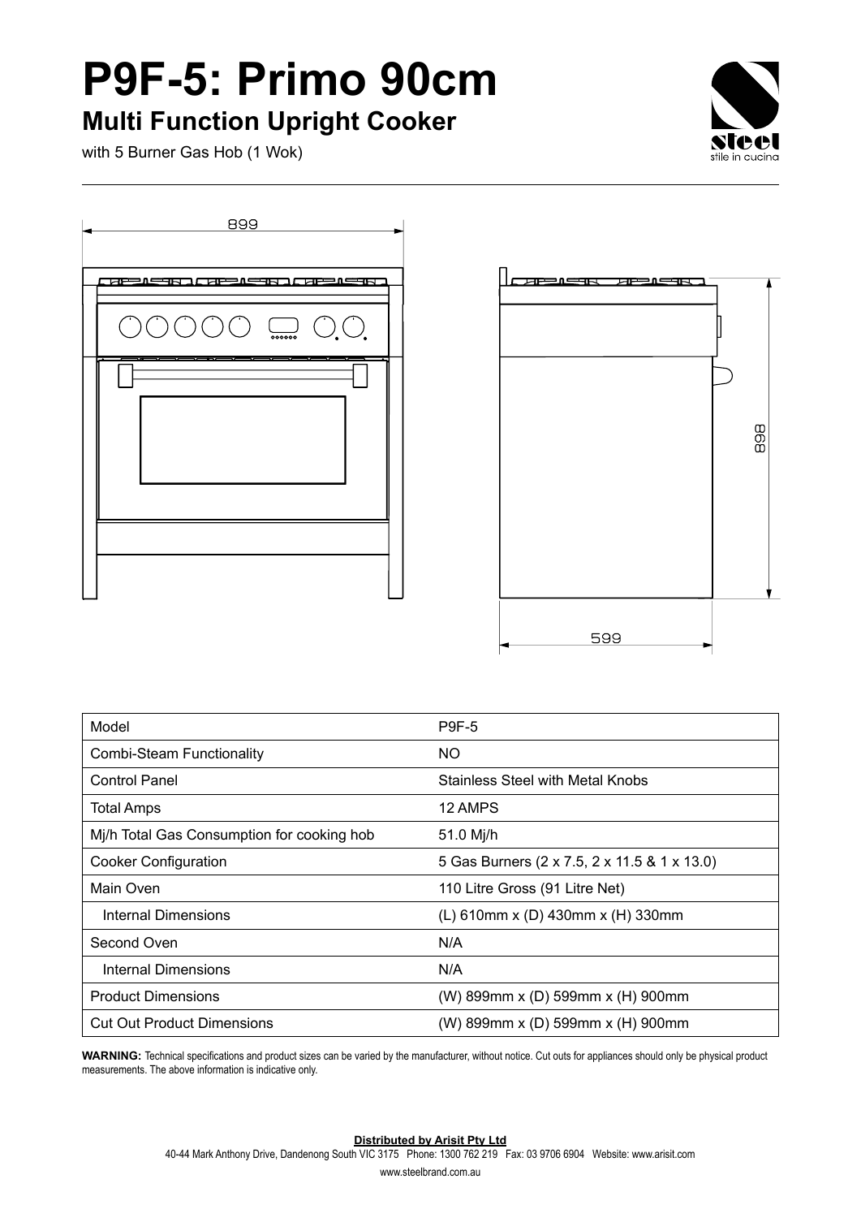# P9F-5: Primo 90cm

## Multi Function Upright Cooker

with 5 Burner Gas Hob (1 Wok)

steel
stile in cucina

899

898

599

| | |
|---|---|
| Model | P9F-5 |
| Combi-Steam Functionality | NO |
| Control Panel | Stainless Steel with Metal Knobs |
| Total Amps | 12 AMPS |
| Mj/h Total Gas Consumption for cooking hob | 51.0 Mj/h |
| Cooker Configuration | 5 Gas Burners (2 x 7.5, 2 x 11.5 & 1 x 13.0) |
| Main Oven | 110 Litre Gross (91 Litre Net) |
| Internal Dimensions | (L) 610mm x (D) 430mm x (H) 330mm |
| Second Oven | N/A |
| Internal Dimensions | N/A |
| Product Dimensions | (W) 899mm x (D) 599mm x (H) 900mm |
| Cut Out Product Dimensions | (W) 899mm x (D) 599mm x (H) 900mm |

**WARNING:** Technical specifications and product sizes can be varied by the manufacturer, without notice. Cut outs for appliances should only be physical product measurements. The above information is indicative only.

**Distributed by Arisit Pty Ltd**
40-44 Mark Anthony Drive, Dandenong South VIC 3175 Phone: 1300 762 219 Fax: 03 9706 6904 Website: www.arisit.com
www.steelbrand.com.au